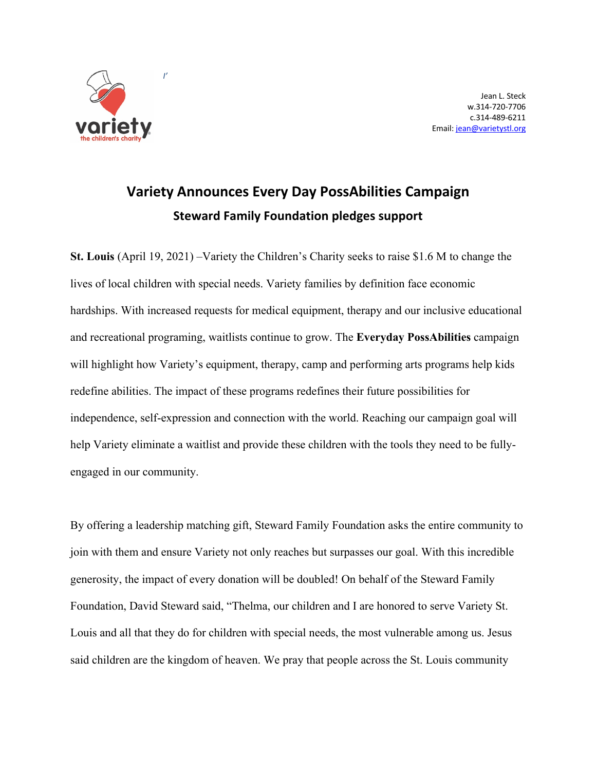Jean L. Steck
w.314-720-7706
c.314-489-6211
Email: jean@varietystl.org

# Variety Announces Every Day PossAbilities Campaign

## Steward Family Foundation pledges support

**St. Louis** (April 19, 2021) –Variety the Children's Charity seeks to raise $1.6 M to change the lives of local children with special needs. Variety families by definition face economic hardships. With increased requests for medical equipment, therapy and our inclusive educational and recreational programing, waitlists continue to grow. The **Everyday PossAbilities** campaign will highlight how Variety's equipment, therapy, camp and performing arts programs help kids redefine abilities. The impact of these programs redefines their future possibilities for independence, self-expression and connection with the world. Reaching our campaign goal will help Variety eliminate a waitlist and provide these children with the tools they need to be fully-engaged in our community.

By offering a leadership matching gift, Steward Family Foundation asks the entire community to join with them and ensure Variety not only reaches but surpasses our goal. With this incredible generosity, the impact of every donation will be doubled! On behalf of the Steward Family Foundation, David Steward said, "Thelma, our children and I are honored to serve Variety St. Louis and all that they do for children with special needs, the most vulnerable among us. Jesus said children are the kingdom of heaven. We pray that people across the St. Louis community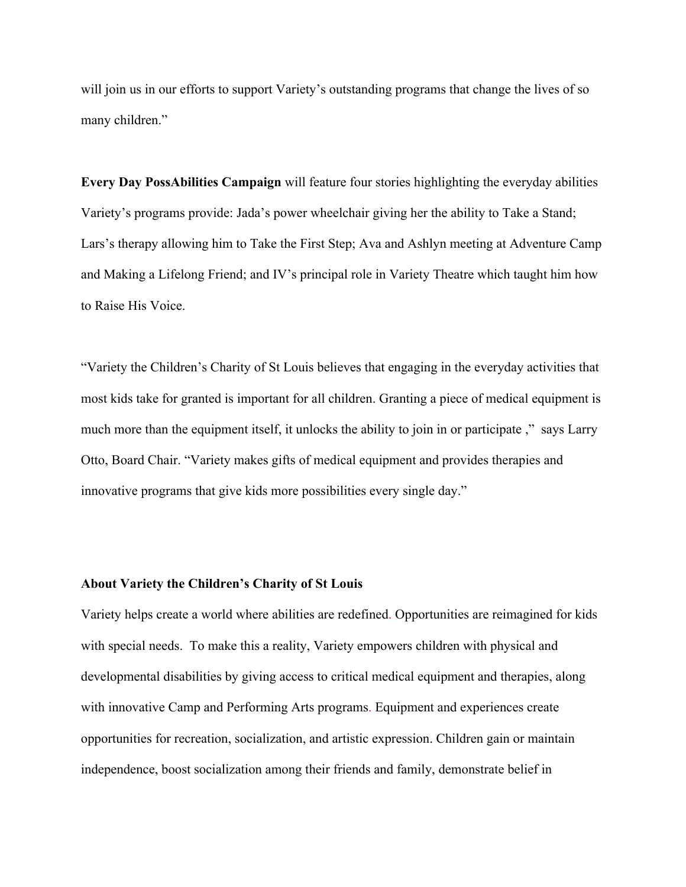will join us in our efforts to support Variety's outstanding programs that change the lives of so many children."

**Every Day PossAbilities Campaign** will feature four stories highlighting the everyday abilities Variety's programs provide: Jada's power wheelchair giving her the ability to Take a Stand; Lars's therapy allowing him to Take the First Step; Ava and Ashlyn meeting at Adventure Camp and Making a Lifelong Friend; and IV's principal role in Variety Theatre which taught him how to Raise His Voice.

"Variety the Children's Charity of St Louis believes that engaging in the everyday activities that most kids take for granted is important for all children. Granting a piece of medical equipment is much more than the equipment itself, it unlocks the ability to join in or participate ," says Larry Otto, Board Chair. "Variety makes gifts of medical equipment and provides therapies and innovative programs that give kids more possibilities every single day."

**About Variety the Children's Charity of St Louis**

Variety helps create a world where abilities are redefined. Opportunities are reimagined for kids with special needs. To make this a reality, Variety empowers children with physical and developmental disabilities by giving access to critical medical equipment and therapies, along with innovative Camp and Performing Arts programs. Equipment and experiences create opportunities for recreation, socialization, and artistic expression. Children gain or maintain independence, boost socialization among their friends and family, demonstrate belief in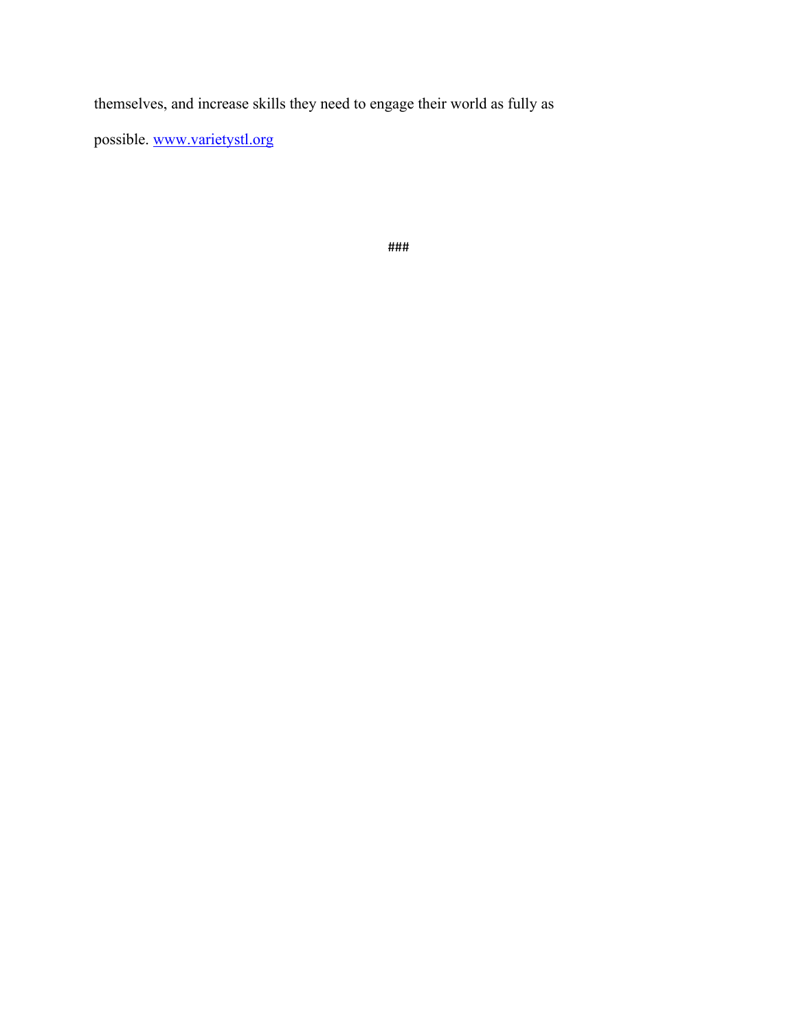themselves, and increase skills they need to engage their world as fully as possible. [www.varietystl.org](http://www.varietystl.org)

###